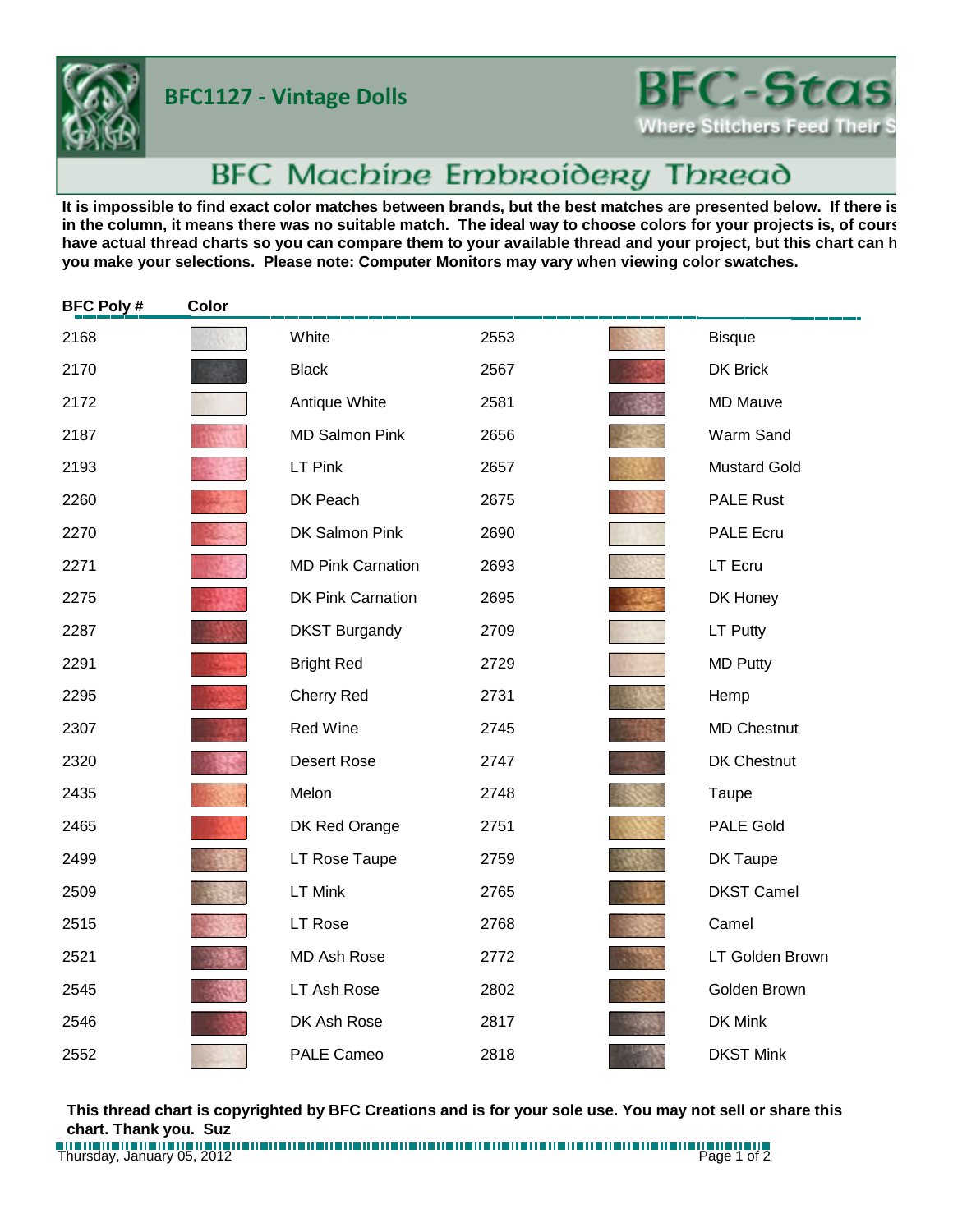# BFC1127 - Vintage Dolls

BFC-Stas

Where Stitchers Feed Their S

## BFC Machine Embroidery Thread

**It is impossible to find exact color matches between brands, but the best matches are presented below. If there is in the column, it means there was no suitable match. The ideal way to choose colors for your projects is, of cours have actual thread charts so you can compare them to your available thread and your project, but this chart can h you make your selections. Please note: Computer Monitors may vary when viewing color swatches.**

| BFC Poly # | Color | | BFC Poly # | Color | |
|---|---|---|---|---|---|
| 2168 | | White | 2553 | | Bisque |
| 2170 | | Black | 2567 | | DK Brick |
| 2172 | | Antique White | 2581 | | MD Mauve |
| 2187 | | MD Salmon Pink | 2656 | | Warm Sand |
| 2193 | | LT Pink | 2657 | | Mustard Gold |
| 2260 | | DK Peach | 2675 | | PALE Rust |
| 2270 | | DK Salmon Pink | 2690 | | PALE Ecru |
| 2271 | | MD Pink Carnation | 2693 | | LT Ecru |
| 2275 | | DK Pink Carnation | 2695 | | DK Honey |
| 2287 | | DKST Burgandy | 2709 | | LT Putty |
| 2291 | | Bright Red | 2729 | | MD Putty |
| 2295 | | Cherry Red | 2731 | | Hemp |
| 2307 | | Red Wine | 2745 | | MD Chestnut |
| 2320 | | Desert Rose | 2747 | | DK Chestnut |
| 2435 | | Melon | 2748 | | Taupe |
| 2465 | | DK Red Orange | 2751 | | PALE Gold |
| 2499 | | LT Rose Taupe | 2759 | | DK Taupe |
| 2509 | | LT Mink | 2765 | | DKST Camel |
| 2515 | | LT Rose | 2768 | | Camel |
| 2521 | | MD Ash Rose | 2772 | | LT Golden Brown |
| 2545 | | LT Ash Rose | 2802 | | Golden Brown |
| 2546 | | DK Ash Rose | 2817 | | DK Mink |
| 2552 | | PALE Cameo | 2818 | | DKST Mink |

**This thread chart is copyrighted by BFC Creations and is for your sole use. You may not sell or share this chart. Thank you. Suz**

Thursday, January 05, 2012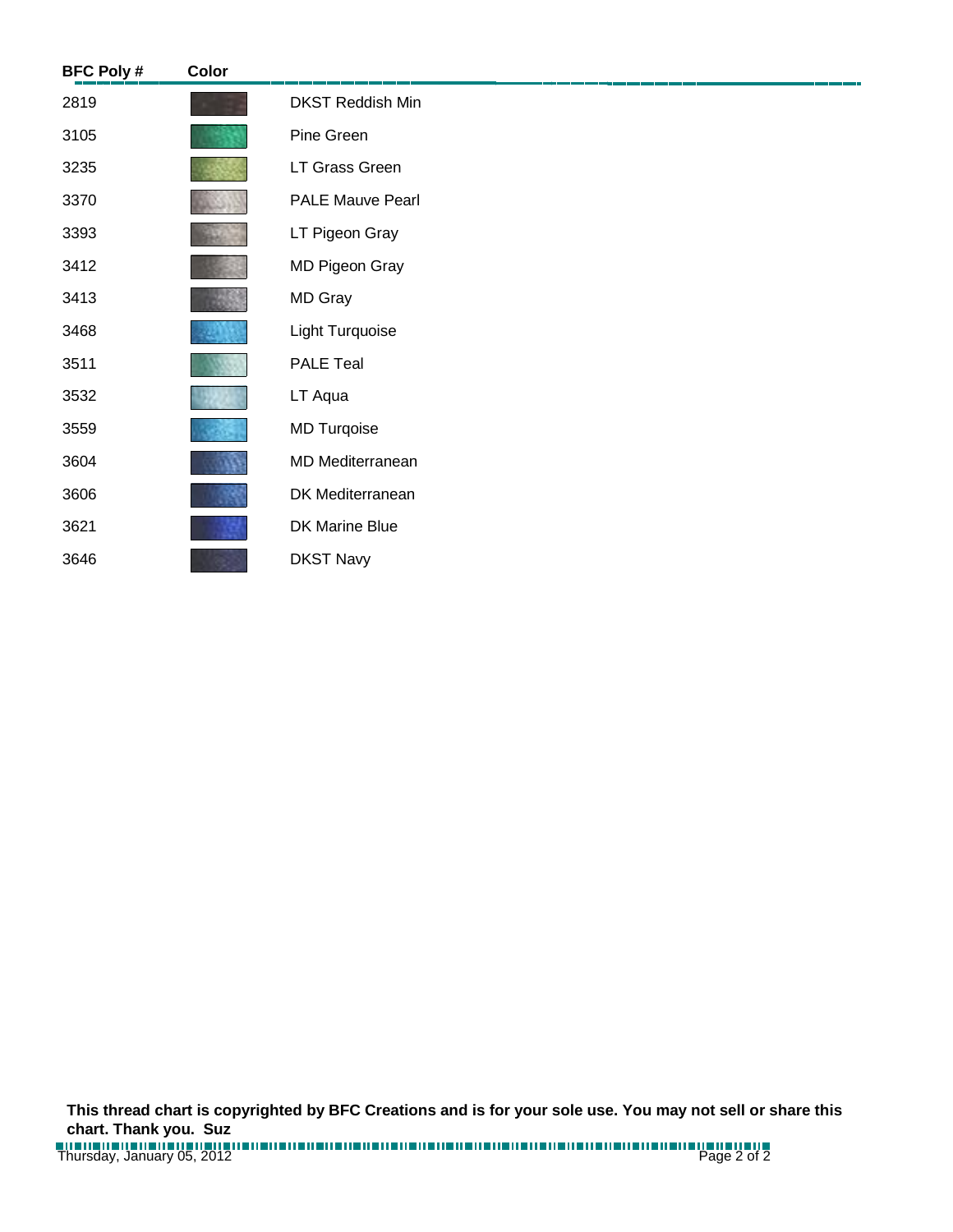| BFC Poly # | Color | |
|---|---|---|
| 2819 | | DKST Reddish Min |
| 3105 | | Pine Green |
| 3235 | | LT Grass Green |
| 3370 | | PALE Mauve Pearl |
| 3393 | | LT Pigeon Gray |
| 3412 | | MD Pigeon Gray |
| 3413 | | MD Gray |
| 3468 | | Light Turquoise |
| 3511 | | PALE Teal |
| 3532 | | LT Aqua |
| 3559 | | MD Turqoise |
| 3604 | | MD Mediterranean |
| 3606 | | DK Mediterranean |
| 3621 | | DK Marine Blue |
| 3646 | | DKST Navy |

**This thread chart is copyrighted by BFC Creations and is for your sole use. You may not sell or share this chart. Thank you. Suz**

Thursday, January 05, 2012